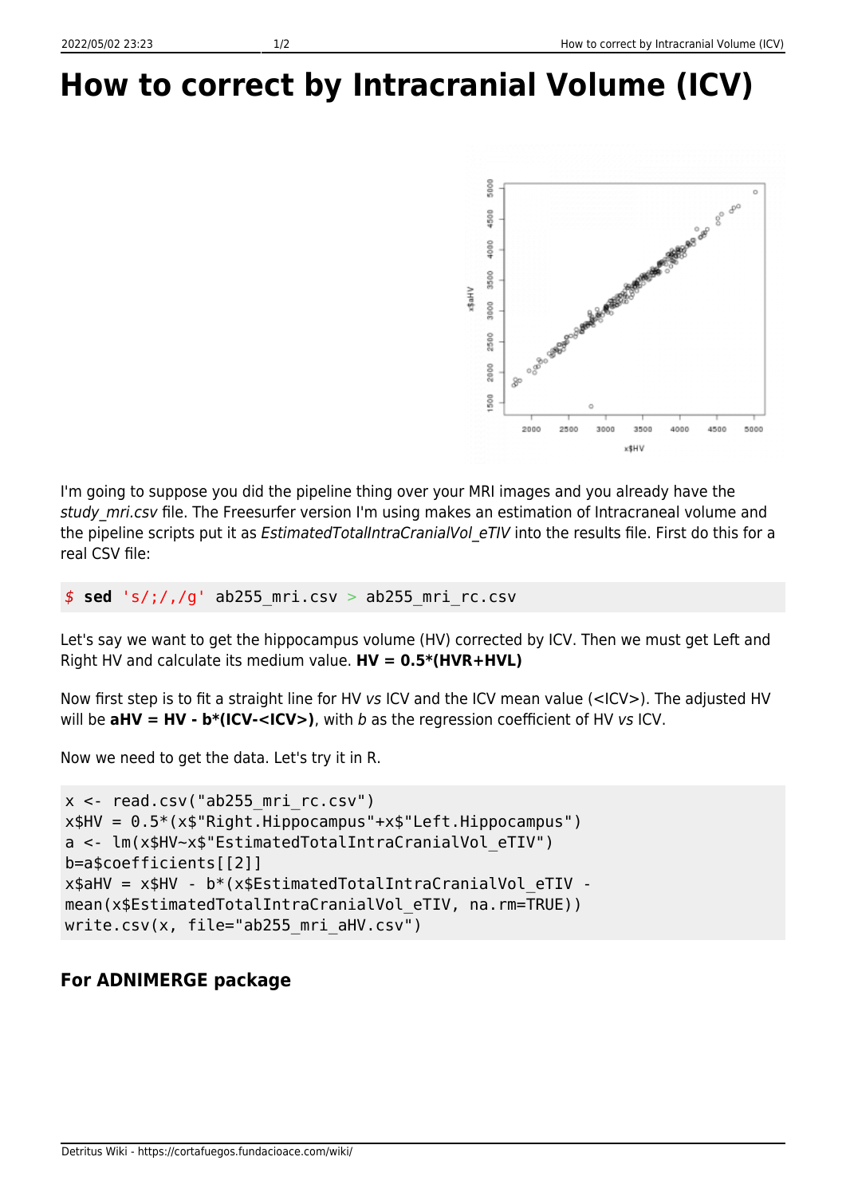# How to correct by Intracranial Volume (ICV)

I'm going to suppose you did the pipeline thing over your MRI images and you already have the *study_mri.csv* file. The Freesurfer version I'm using makes an estimation of Intracraneal volume and the pipeline scripts put it as *EstimatedTotalIntraCranialVol_eTIV* into the results file. First do this for a real CSV file:

```
$ sed 's/;/,/g' ab255_mri.csv > ab255_mri_rc.csv
```

Let's say we want to get the hippocampus volume (HV) corrected by ICV. Then we must get Left and Right HV and calculate its medium value. **HV = 0.5*(HVR+HVL)**

Now first step is to fit a straight line for HV *vs* ICV and the ICV mean value (<ICV>). The adjusted HV will be **aHV = HV - b*(ICV-<ICV>)**, with *b* as the regression coefficient of HV *vs* ICV.

Now we need to get the data. Let's try it in R.

```
x <- read.csv("ab255_mri_rc.csv")
x$HV = 0.5*(x$"Right.Hippocampus"+x$"Left.Hippocampus")
a <- lm(x$HV~x$"EstimatedTotalIntraCranialVol_eTIV")
b=a$coefficients[[2]]
x$aHV = x$HV - b*(x$EstimatedTotalIntraCranialVol_eTIV -
mean(x$EstimatedTotalIntraCranialVol_eTIV, na.rm=TRUE))
write.csv(x, file="ab255_mri_aHV.csv")
```

### For ADNIMERGE package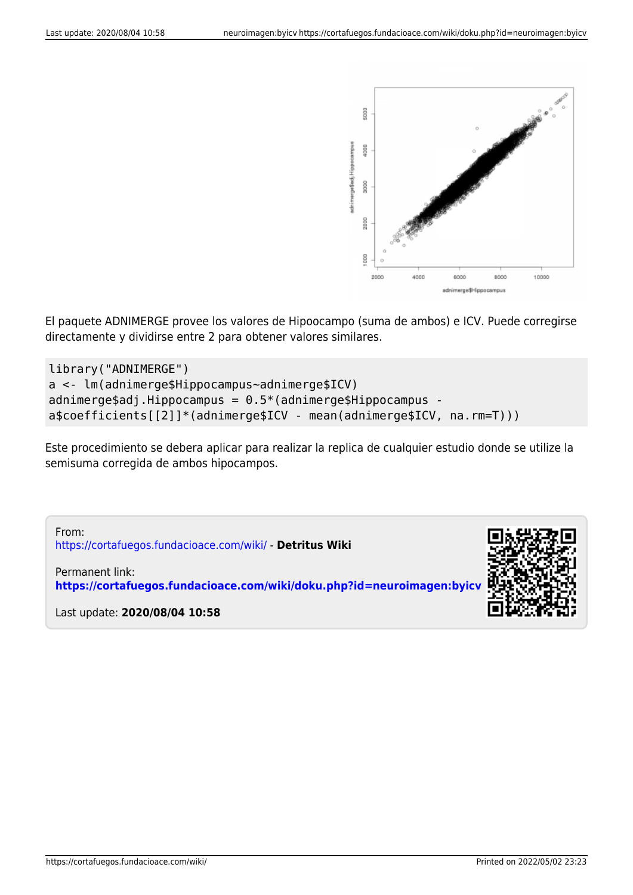2000
4000
6000
8000
10000
adnimerge$Hippocampus
1000
2000
3000
4000
5000
adnimerge$adj.Hippocampus

El paquete ADNIMERGE provee los valores de Hipoocampo (suma de ambos) e ICV. Puede corregirse directamente y dividirse entre 2 para obtener valores similares.

```
library("ADNIMERGE")
a <- lm(adnimerge$Hippocampus~adnimerge$ICV)
adnimerge$adj.Hippocampus = 0.5*(adnimerge$Hippocampus -
a$coefficients[[2]]*(adnimerge$ICV - mean(adnimerge$ICV, na.rm=T)))
```

Este procedimiento se debera aplicar para realizar la replica de cualquier estudio donde se utilize la semisuma corregida de ambos hipocampos.

From:
https://cortafuegos.fundacioace.com/wiki/ - **Detritus Wiki**

Permanent link:
**https://cortafuegos.fundacioace.com/wiki/doku.php?id=neuroimagen:byicv**

Last update: **2020/08/04 10:58**